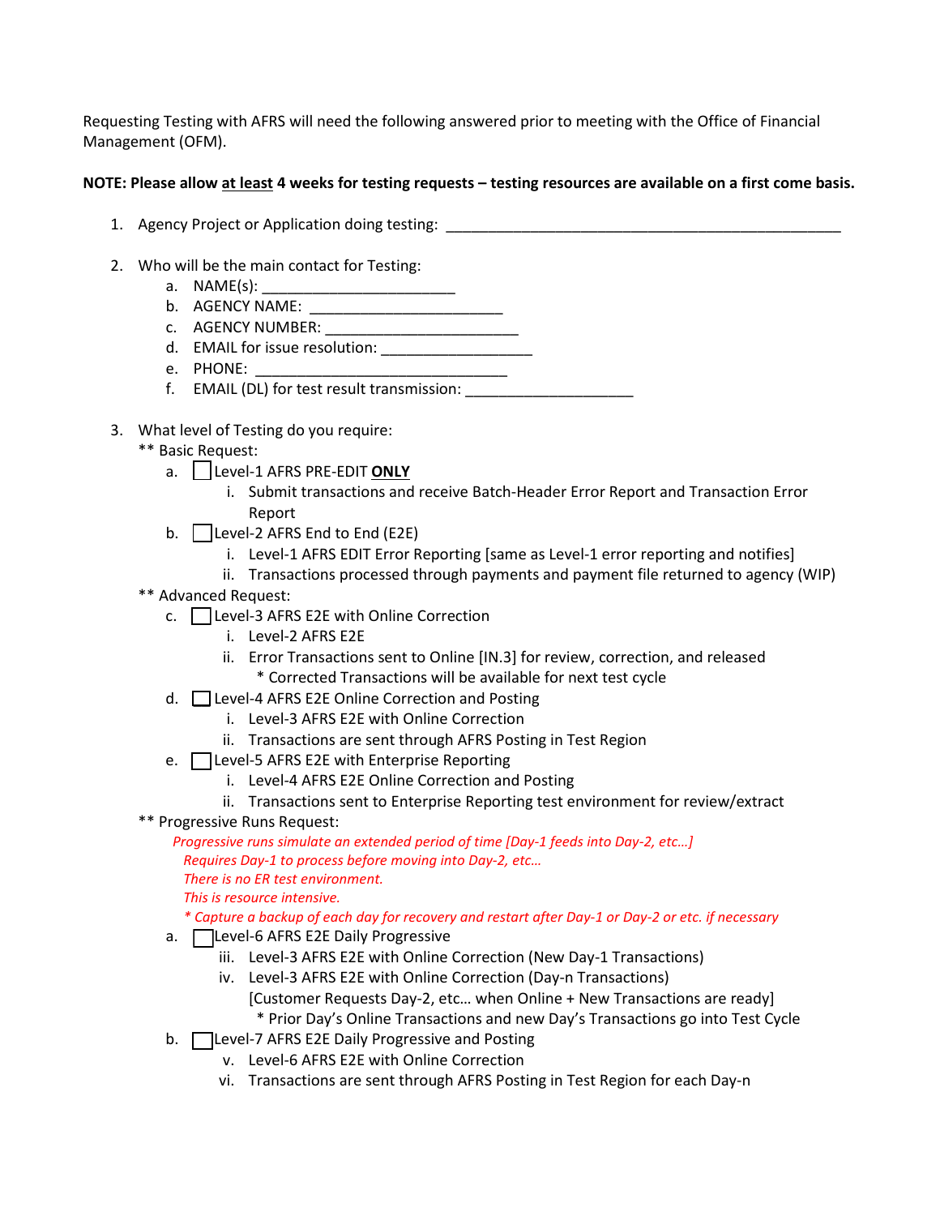Requesting Testing with AFRS will need the following answered prior to meeting with the Office of Financial Management (OFM).

**NOTE: Please allow <u>at least</u> 4 weeks for testing requests – testing resources are available on a first come basis.**

1. Agency Project or Application doing testing: ________________________________________________

2. Who will be the main contact for Testing:
   a. NAME(s): _______________________
   b. AGENCY NAME: _______________________
   c. AGENCY NUMBER: _______________________
   d. EMAIL for issue resolution: __________________
   e. PHONE: ______________________________
   f. EMAIL (DL) for test result transmission: ____________________

3. What level of Testing do you require:

   ** Basic Request:

   a. ☐ Level-1 AFRS PRE-EDIT **<u>ONLY</u>**
      i. Submit transactions and receive Batch-Header Error Report and Transaction Error Report
   b. ☐ Level-2 AFRS End to End (E2E)
      i. Level-1 AFRS EDIT Error Reporting [same as Level-1 error reporting and notifies]
      ii. Transactions processed through payments and payment file returned to agency (WIP)

   ** Advanced Request:

   c. ☐ Level-3 AFRS E2E with Online Correction
      i. Level-2 AFRS E2E
      ii. Error Transactions sent to Online [IN.3] for review, correction, and released
         * Corrected Transactions will be available for next test cycle
   d. ☐ Level-4 AFRS E2E Online Correction and Posting
      i. Level-3 AFRS E2E with Online Correction
      ii. Transactions are sent through AFRS Posting in Test Region
   e. ☐ Level-5 AFRS E2E with Enterprise Reporting
      i. Level-4 AFRS E2E Online Correction and Posting
      ii. Transactions sent to Enterprise Reporting test environment for review/extract

   ** Progressive Runs Request:

   *Progressive runs simulate an extended period of time [Day-1 feeds into Day-2, etc…]*
   *Requires Day-1 to process before moving into Day-2, etc…*
   *There is no ER test environment.*
   *This is resource intensive.*
   ** Capture a backup of each day for recovery and restart after Day-1 or Day-2 or etc. if necessary*

   a. ☐ Level-6 AFRS E2E Daily Progressive
      iii. Level-3 AFRS E2E with Online Correction (New Day-1 Transactions)
      iv. Level-3 AFRS E2E with Online Correction (Day-n Transactions)
         [Customer Requests Day-2, etc… when Online + New Transactions are ready]
         * Prior Day's Online Transactions and new Day's Transactions go into Test Cycle
   b. ☐ Level-7 AFRS E2E Daily Progressive and Posting
      v. Level-6 AFRS E2E with Online Correction
      vi. Transactions are sent through AFRS Posting in Test Region for each Day-n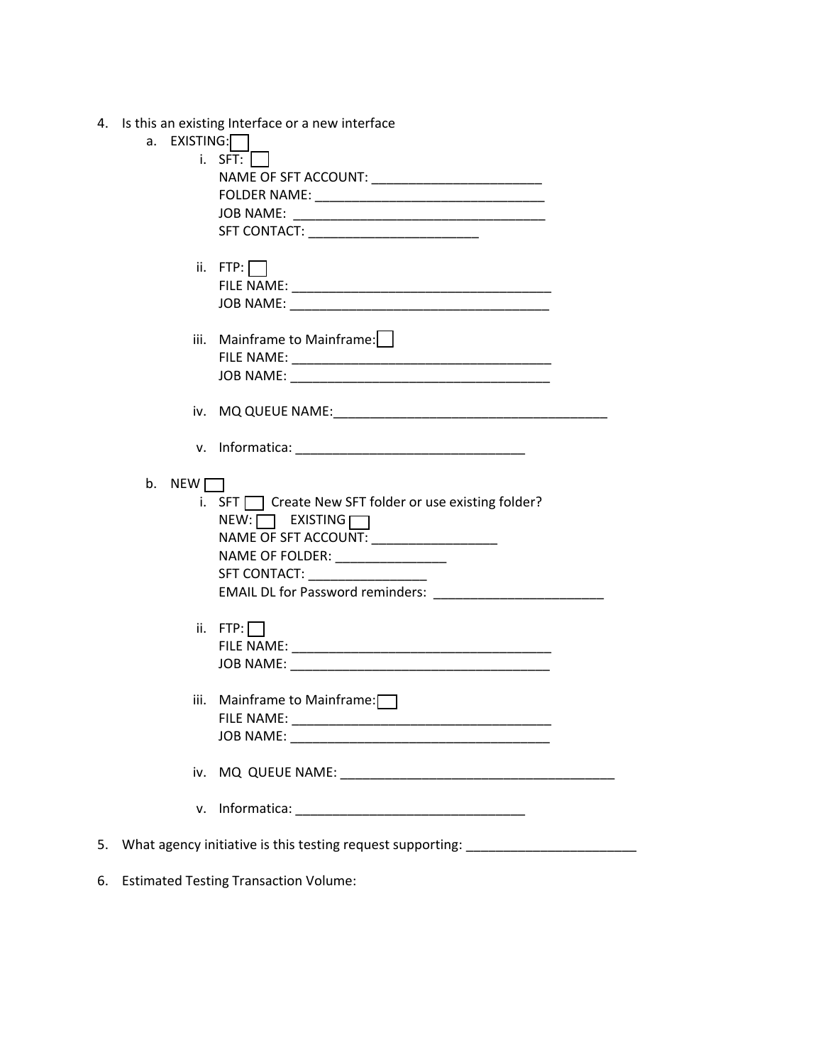4. Is this an existing Interface or a new interface
   a. EXISTING: ☐
      i. SFT: ☐
         NAME OF SFT ACCOUNT: ________________________
         FOLDER NAME: _________________________________
         JOB NAME: ____________________________________
         SFT CONTACT: ________________________

      ii. FTP: ☐
         FILE NAME: _____________________________________
         JOB NAME: _____________________________________

      iii. Mainframe to Mainframe: ☐
         FILE NAME: _____________________________________
         JOB NAME: _____________________________________

      iv. MQ QUEUE NAME:_______________________________________

      v. Informatica: _________________________________

   b. NEW ☐
      i. SFT ☐ Create New SFT folder or use existing folder?
         NEW: ☐ EXISTING ☐
         NAME OF SFT ACCOUNT: __________________
         NAME OF FOLDER: ________________
         SFT CONTACT: _________________
         EMAIL DL for Password reminders: ________________________

      ii. FTP: ☐
         FILE NAME: _____________________________________
         JOB NAME: _____________________________________

      iii. Mainframe to Mainframe: ☐
         FILE NAME: _____________________________________
         JOB NAME: _____________________________________

      iv. MQ QUEUE NAME: _______________________________________

      v. Informatica: _________________________________

5. What agency initiative is this testing request supporting: ________________________

6. Estimated Testing Transaction Volume: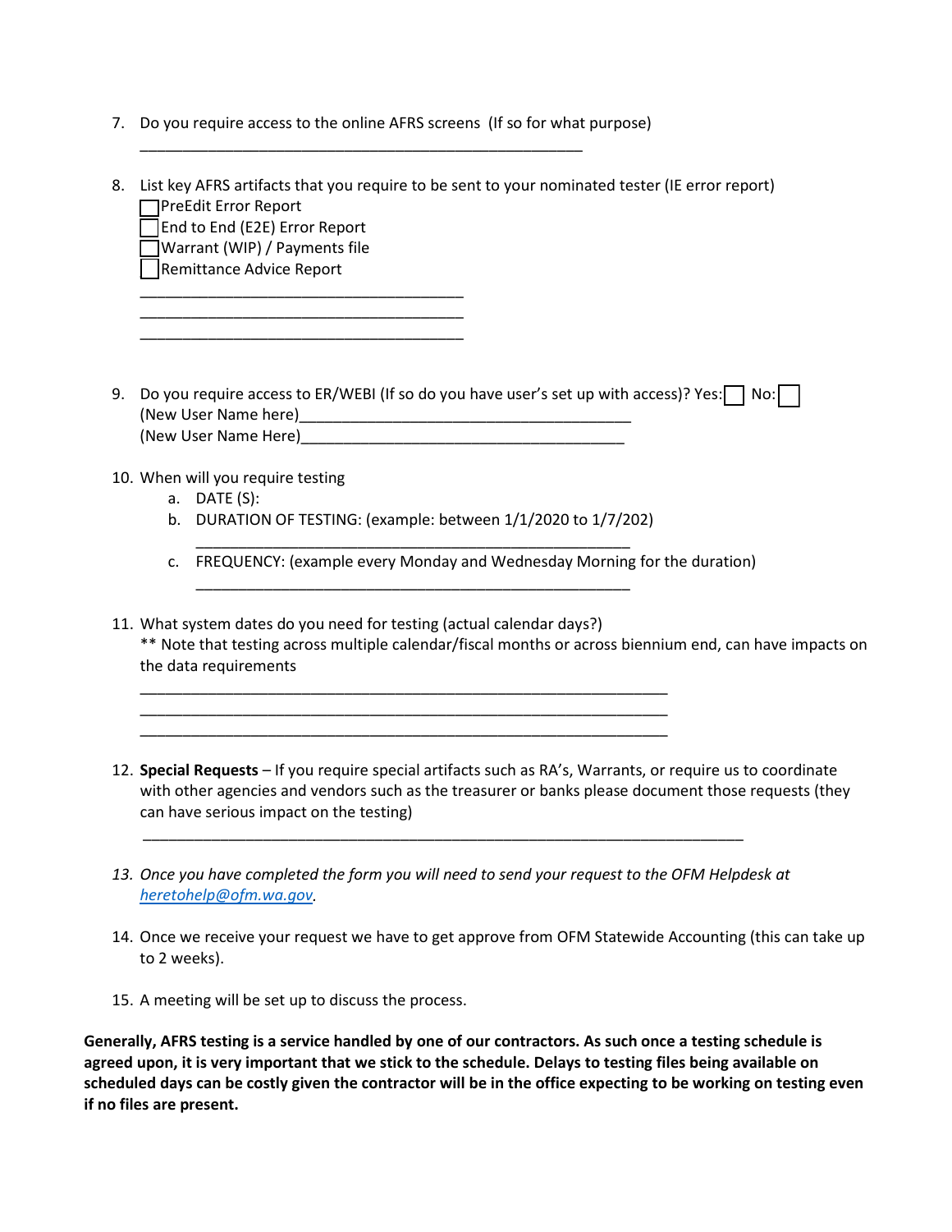7. Do you require access to the online AFRS screens (If so for what purpose)

   ________________________________________________________

8. List key AFRS artifacts that you require to be sent to your nominated tester (IE error report)
   - ☐ PreEdit Error Report
   - ☐ End to End (E2E) Error Report
   - ☐ Warrant (WIP) / Payments file
   - ☐ Remittance Advice Report

   ________________________________________
   ________________________________________
   ________________________________________

9. Do you require access to ER/WEBI (If so do you have user's set up with access)? Yes: ☐ No: ☐
   (New User Name here)________________________________________
   (New User Name Here)________________________________________

10. When will you require testing
    a. DATE (S):
    b. DURATION OF TESTING: (example: between 1/1/2020 to 1/7/202)

       ______________________________________________________

    c. FREQUENCY: (example every Monday and Wednesday Morning for the duration)

       ______________________________________________________

11. What system dates do you need for testing (actual calendar days?)
    ** Note that testing across multiple calendar/fiscal months or across biennium end, can have impacts on the data requirements

    ___________________________________________________________________
    ___________________________________________________________________
    ___________________________________________________________________

12. **Special Requests** – If you require special artifacts such as RA's, Warrants, or require us to coordinate with other agencies and vendors such as the treasurer or banks please document those requests (they can have serious impact on the testing)

    ____________________________________________________________________________

13. *Once you have completed the form you will need to send your request to the OFM Helpdesk at [heretohelp@ofm.wa.gov](mailto:heretohelp@ofm.wa.gov).*

14. Once we receive your request we have to get approve from OFM Statewide Accounting (this can take up to 2 weeks).

15. A meeting will be set up to discuss the process.

**Generally, AFRS testing is a service handled by one of our contractors. As such once a testing schedule is agreed upon, it is very important that we stick to the schedule. Delays to testing files being available on scheduled days can be costly given the contractor will be in the office expecting to be working on testing even if no files are present.**